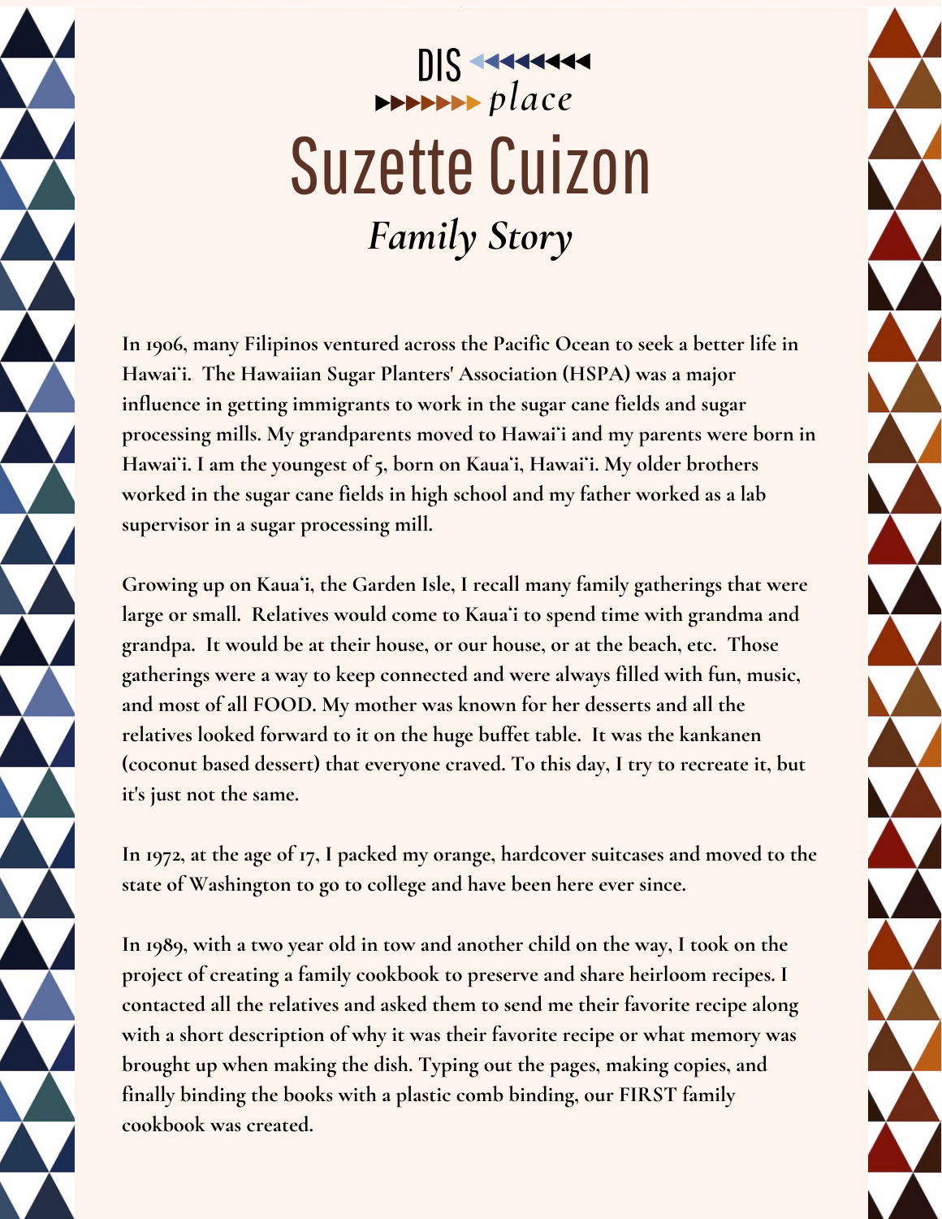DIS ◀◀◀◀◀◀◀◀
▶▶▶▶▶▶▶ *place*

# Suzette Cuizon

## *Family Story*

**In 1906, many Filipinos ventured across the Pacific Ocean to seek a better life in Hawaiʻi. The Hawaiian Sugar Planters' Association (HSPA) was a major influence in getting immigrants to work in the sugar cane fields and sugar processing mills. My grandparents moved to Hawaiʻi and my parents were born in Hawaiʻi. I am the youngest of 5, born on Kauaʻi, Hawaiʻi. My older brothers worked in the sugar cane fields in high school and my father worked as a lab supervisor in a sugar processing mill.**

**Growing up on Kauaʻi, the Garden Isle, I recall many family gatherings that were large or small. Relatives would come to Kauaʻi to spend time with grandma and grandpa. It would be at their house, or our house, or at the beach, etc. Those gatherings were a way to keep connected and were always filled with fun, music, and most of all FOOD. My mother was known for her desserts and all the relatives looked forward to it on the huge buffet table. It was the kankanen (coconut based dessert) that everyone craved. To this day, I try to recreate it, but it's just not the same.**

**In 1972, at the age of 17, I packed my orange, hardcover suitcases and moved to the state of Washington to go to college and have been here ever since.**

**In 1989, with a two year old in tow and another child on the way, I took on the project of creating a family cookbook to preserve and share heirloom recipes. I contacted all the relatives and asked them to send me their favorite recipe along with a short description of why it was their favorite recipe or what memory was brought up when making the dish. Typing out the pages, making copies, and finally binding the books with a plastic comb binding, our FIRST family cookbook was created.**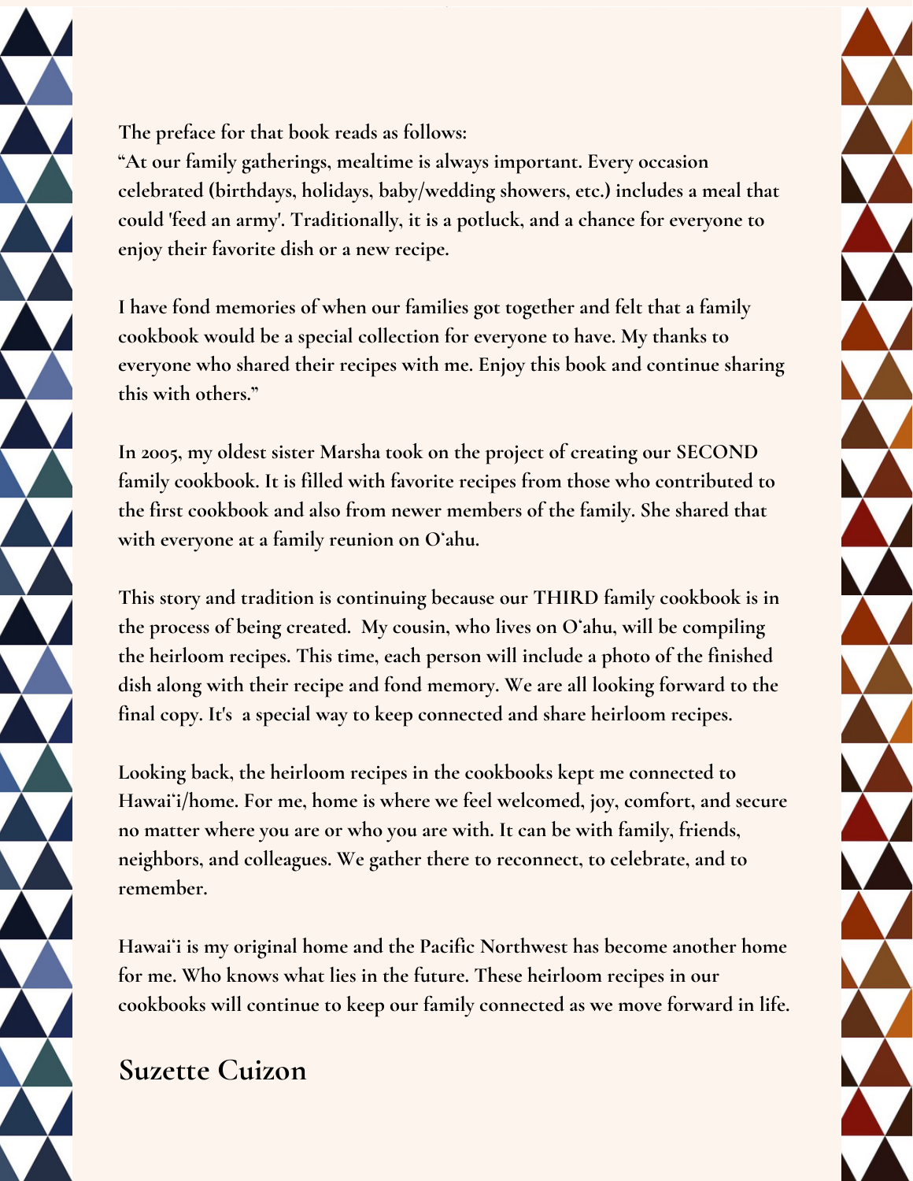The preface for that book reads as follows:
"At our family gatherings, mealtime is always important. Every occasion celebrated (birthdays, holidays, baby/wedding showers, etc.) includes a meal that could 'feed an army'. Traditionally, it is a potluck, and a chance for everyone to enjoy their favorite dish or a new recipe.

I have fond memories of when our families got together and felt that a family cookbook would be a special collection for everyone to have. My thanks to everyone who shared their recipes with me. Enjoy this book and continue sharing this with others."

In 2005, my oldest sister Marsha took on the project of creating our SECOND family cookbook. It is filled with favorite recipes from those who contributed to the first cookbook and also from newer members of the family. She shared that with everyone at a family reunion on O'ahu.

This story and tradition is continuing because our THIRD family cookbook is in the process of being created. My cousin, who lives on O'ahu, will be compiling the heirloom recipes. This time, each person will include a photo of the finished dish along with their recipe and fond memory. We are all looking forward to the final copy. It's a special way to keep connected and share heirloom recipes.

Looking back, the heirloom recipes in the cookbooks kept me connected to Hawai'i/home. For me, home is where we feel welcomed, joy, comfort, and secure no matter where you are or who you are with. It can be with family, friends, neighbors, and colleagues. We gather there to reconnect, to celebrate, and to remember.

Hawai'i is my original home and the Pacific Northwest has become another home for me. Who knows what lies in the future. These heirloom recipes in our cookbooks will continue to keep our family connected as we move forward in life.

## Suzette Cuizon